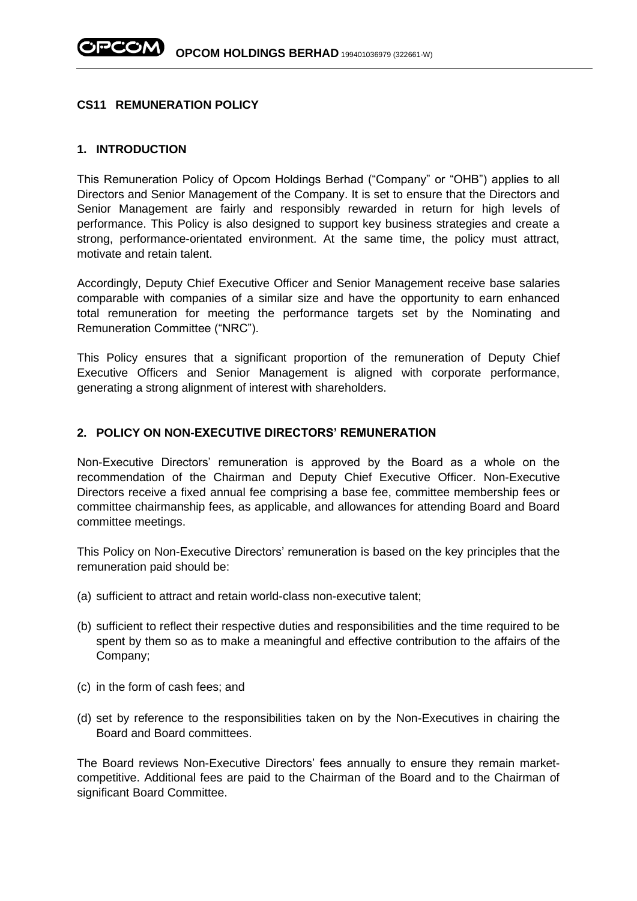## CS11 REMUNERATION POLICY

### 1. INTRODUCTION

This Remuneration Policy of Opcom Holdings Berhad ("Company" or "OHB") applies to all Directors and Senior Management of the Company. It is set to ensure that the Directors and Senior Management are fairly and responsibly rewarded in return for high levels of performance. This Policy is also designed to support key business strategies and create a strong, performance-orientated environment. At the same time, the policy must attract, motivate and retain talent.

Accordingly, Deputy Chief Executive Officer and Senior Management receive base salaries comparable with companies of a similar size and have the opportunity to earn enhanced total remuneration for meeting the performance targets set by the Nominating and Remuneration Committee ("NRC").

This Policy ensures that a significant proportion of the remuneration of Deputy Chief Executive Officers and Senior Management is aligned with corporate performance, generating a strong alignment of interest with shareholders.

### 2. POLICY ON NON-EXECUTIVE DIRECTORS' REMUNERATION

Non-Executive Directors' remuneration is approved by the Board as a whole on the recommendation of the Chairman and Deputy Chief Executive Officer. Non-Executive Directors receive a fixed annual fee comprising a base fee, committee membership fees or committee chairmanship fees, as applicable, and allowances for attending Board and Board committee meetings.

This Policy on Non-Executive Directors' remuneration is based on the key principles that the remuneration paid should be:

(a) sufficient to attract and retain world-class non-executive talent;

(b) sufficient to reflect their respective duties and responsibilities and the time required to be spent by them so as to make a meaningful and effective contribution to the affairs of the Company;

(c) in the form of cash fees; and

(d) set by reference to the responsibilities taken on by the Non-Executives in chairing the Board and Board committees.

The Board reviews Non-Executive Directors' fees annually to ensure they remain market-competitive. Additional fees are paid to the Chairman of the Board and to the Chairman of significant Board Committee.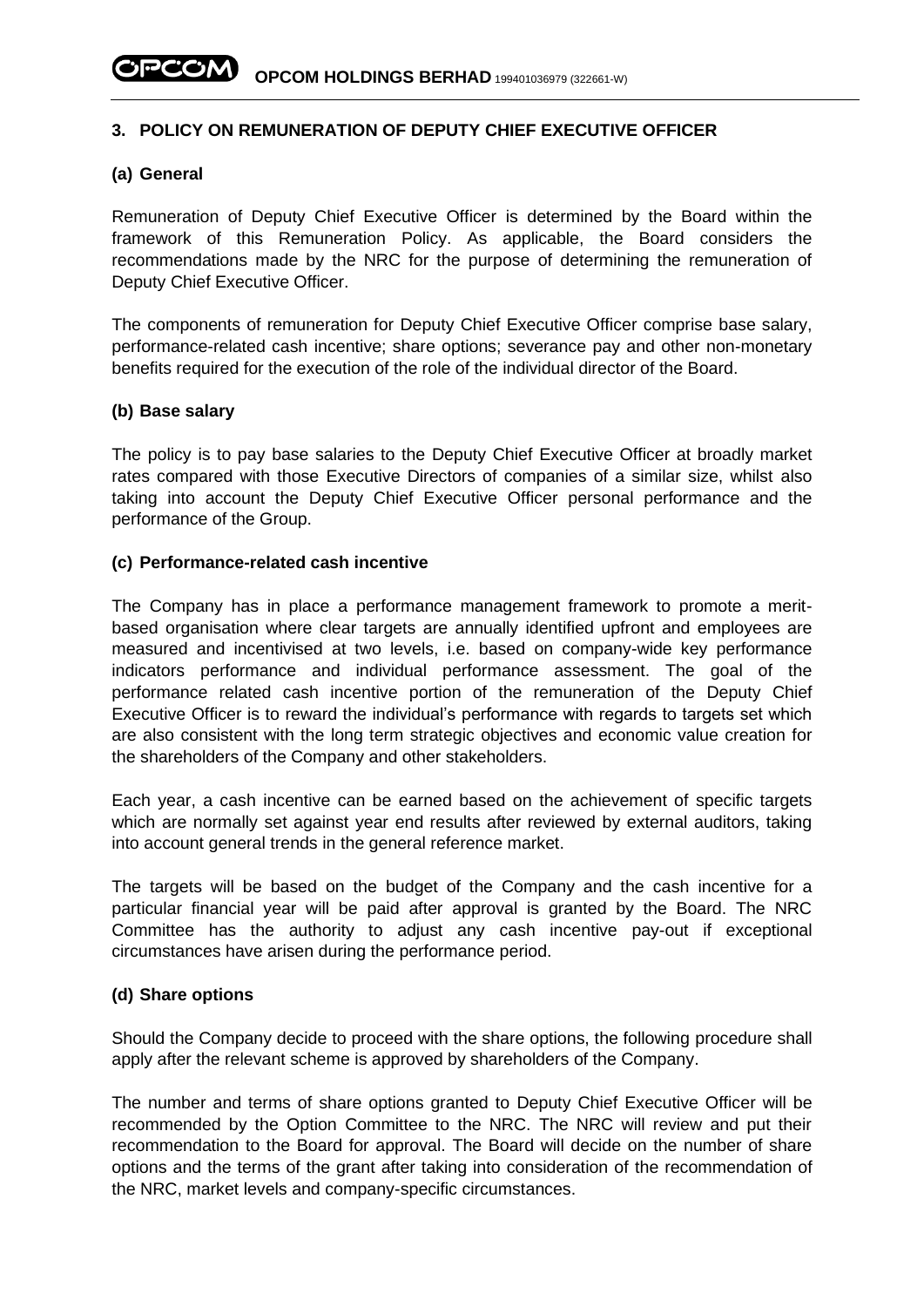## 3. POLICY ON REMUNERATION OF DEPUTY CHIEF EXECUTIVE OFFICER

### (a) General

Remuneration of Deputy Chief Executive Officer is determined by the Board within the framework of this Remuneration Policy. As applicable, the Board considers the recommendations made by the NRC for the purpose of determining the remuneration of Deputy Chief Executive Officer.

The components of remuneration for Deputy Chief Executive Officer comprise base salary, performance-related cash incentive; share options; severance pay and other non-monetary benefits required for the execution of the role of the individual director of the Board.

### (b) Base salary

The policy is to pay base salaries to the Deputy Chief Executive Officer at broadly market rates compared with those Executive Directors of companies of a similar size, whilst also taking into account the Deputy Chief Executive Officer personal performance and the performance of the Group.

### (c) Performance-related cash incentive

The Company has in place a performance management framework to promote a merit-based organisation where clear targets are annually identified upfront and employees are measured and incentivised at two levels, i.e. based on company-wide key performance indicators performance and individual performance assessment. The goal of the performance related cash incentive portion of the remuneration of the Deputy Chief Executive Officer is to reward the individual's performance with regards to targets set which are also consistent with the long term strategic objectives and economic value creation for the shareholders of the Company and other stakeholders.

Each year, a cash incentive can be earned based on the achievement of specific targets which are normally set against year end results after reviewed by external auditors, taking into account general trends in the general reference market.

The targets will be based on the budget of the Company and the cash incentive for a particular financial year will be paid after approval is granted by the Board. The NRC Committee has the authority to adjust any cash incentive pay-out if exceptional circumstances have arisen during the performance period.

### (d) Share options

Should the Company decide to proceed with the share options, the following procedure shall apply after the relevant scheme is approved by shareholders of the Company.

The number and terms of share options granted to Deputy Chief Executive Officer will be recommended by the Option Committee to the NRC. The NRC will review and put their recommendation to the Board for approval. The Board will decide on the number of share options and the terms of the grant after taking into consideration of the recommendation of the NRC, market levels and company-specific circumstances.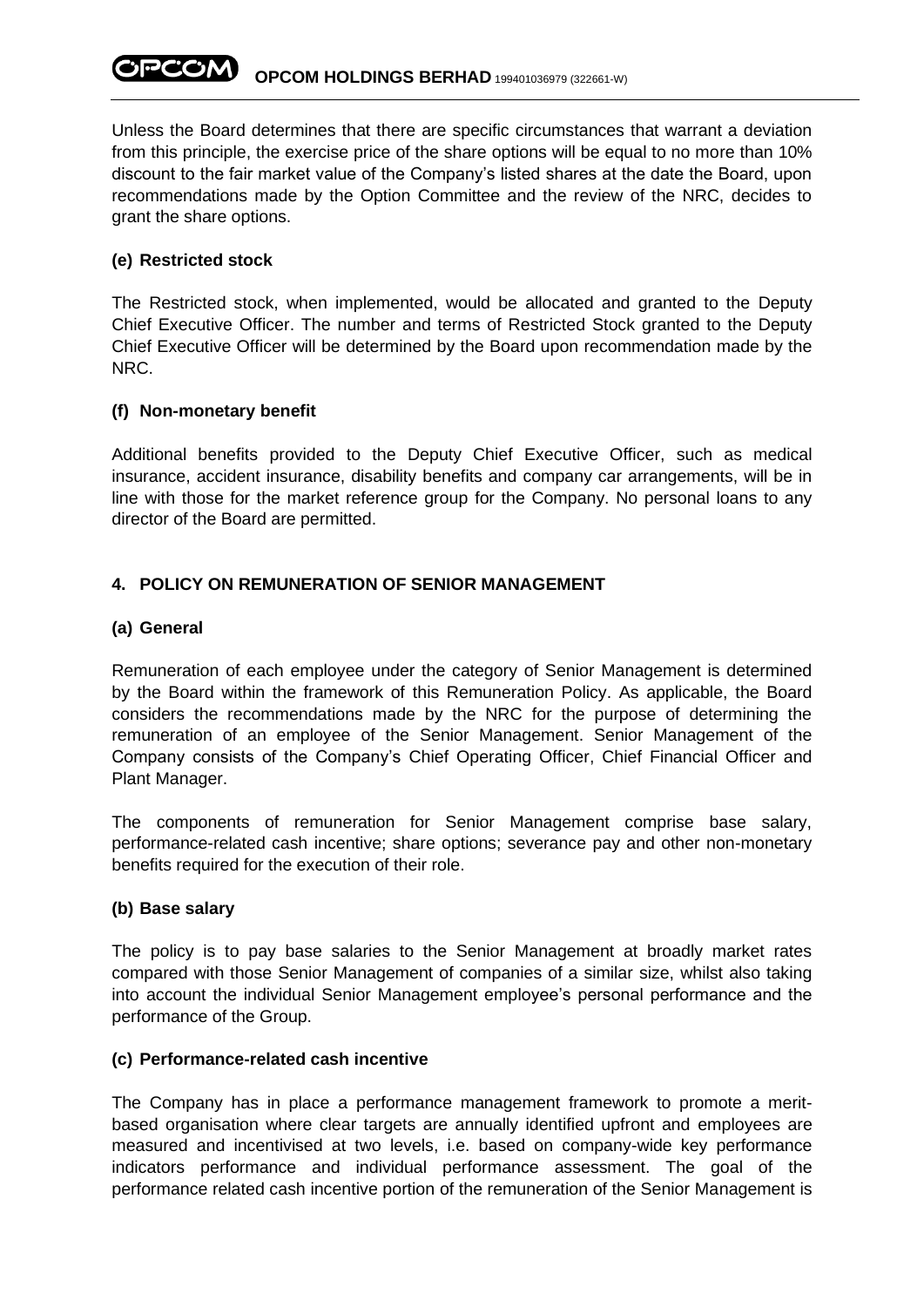Unless the Board determines that there are specific circumstances that warrant a deviation from this principle, the exercise price of the share options will be equal to no more than 10% discount to the fair market value of the Company's listed shares at the date the Board, upon recommendations made by the Option Committee and the review of the NRC, decides to grant the share options.

**(e) Restricted stock**

The Restricted stock, when implemented, would be allocated and granted to the Deputy Chief Executive Officer. The number and terms of Restricted Stock granted to the Deputy Chief Executive Officer will be determined by the Board upon recommendation made by the NRC.

**(f) Non-monetary benefit**

Additional benefits provided to the Deputy Chief Executive Officer, such as medical insurance, accident insurance, disability benefits and company car arrangements, will be in line with those for the market reference group for the Company. No personal loans to any director of the Board are permitted.

## 4. POLICY ON REMUNERATION OF SENIOR MANAGEMENT

**(a) General**

Remuneration of each employee under the category of Senior Management is determined by the Board within the framework of this Remuneration Policy. As applicable, the Board considers the recommendations made by the NRC for the purpose of determining the remuneration of an employee of the Senior Management. Senior Management of the Company consists of the Company's Chief Operating Officer, Chief Financial Officer and Plant Manager.

The components of remuneration for Senior Management comprise base salary, performance-related cash incentive; share options; severance pay and other non-monetary benefits required for the execution of their role.

**(b) Base salary**

The policy is to pay base salaries to the Senior Management at broadly market rates compared with those Senior Management of companies of a similar size, whilst also taking into account the individual Senior Management employee's personal performance and the performance of the Group.

**(c) Performance-related cash incentive**

The Company has in place a performance management framework to promote a merit-based organisation where clear targets are annually identified upfront and employees are measured and incentivised at two levels, i.e. based on company-wide key performance indicators performance and individual performance assessment. The goal of the performance related cash incentive portion of the remuneration of the Senior Management is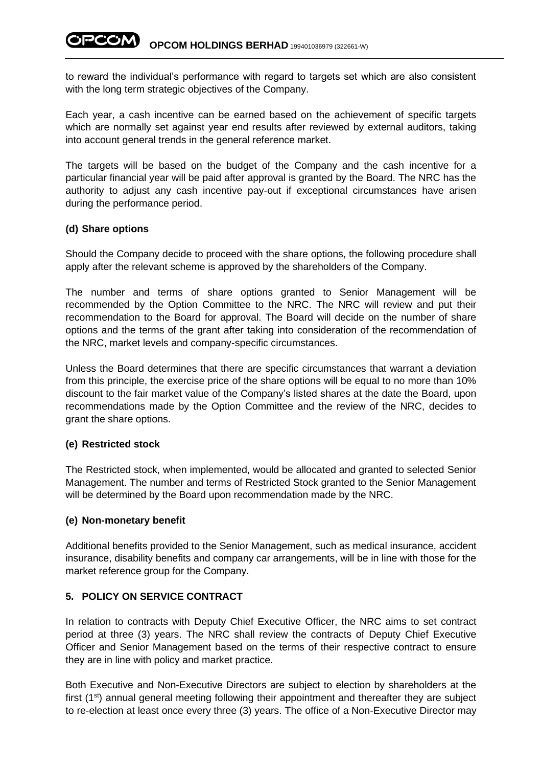to reward the individual's performance with regard to targets set which are also consistent with the long term strategic objectives of the Company.

Each year, a cash incentive can be earned based on the achievement of specific targets which are normally set against year end results after reviewed by external auditors, taking into account general trends in the general reference market.

The targets will be based on the budget of the Company and the cash incentive for a particular financial year will be paid after approval is granted by the Board. The NRC has the authority to adjust any cash incentive pay-out if exceptional circumstances have arisen during the performance period.

**(d) Share options**

Should the Company decide to proceed with the share options, the following procedure shall apply after the relevant scheme is approved by the shareholders of the Company.

The number and terms of share options granted to Senior Management will be recommended by the Option Committee to the NRC. The NRC will review and put their recommendation to the Board for approval. The Board will decide on the number of share options and the terms of the grant after taking into consideration of the recommendation of the NRC, market levels and company-specific circumstances.

Unless the Board determines that there are specific circumstances that warrant a deviation from this principle, the exercise price of the share options will be equal to no more than 10% discount to the fair market value of the Company's listed shares at the date the Board, upon recommendations made by the Option Committee and the review of the NRC, decides to grant the share options.

**(e) Restricted stock**

The Restricted stock, when implemented, would be allocated and granted to selected Senior Management. The number and terms of Restricted Stock granted to the Senior Management will be determined by the Board upon recommendation made by the NRC.

**(e) Non-monetary benefit**

Additional benefits provided to the Senior Management, such as medical insurance, accident insurance, disability benefits and company car arrangements, will be in line with those for the market reference group for the Company.

**5. POLICY ON SERVICE CONTRACT**

In relation to contracts with Deputy Chief Executive Officer, the NRC aims to set contract period at three (3) years. The NRC shall review the contracts of Deputy Chief Executive Officer and Senior Management based on the terms of their respective contract to ensure they are in line with policy and market practice.

Both Executive and Non-Executive Directors are subject to election by shareholders at the first (1st) annual general meeting following their appointment and thereafter they are subject to re-election at least once every three (3) years. The office of a Non-Executive Director may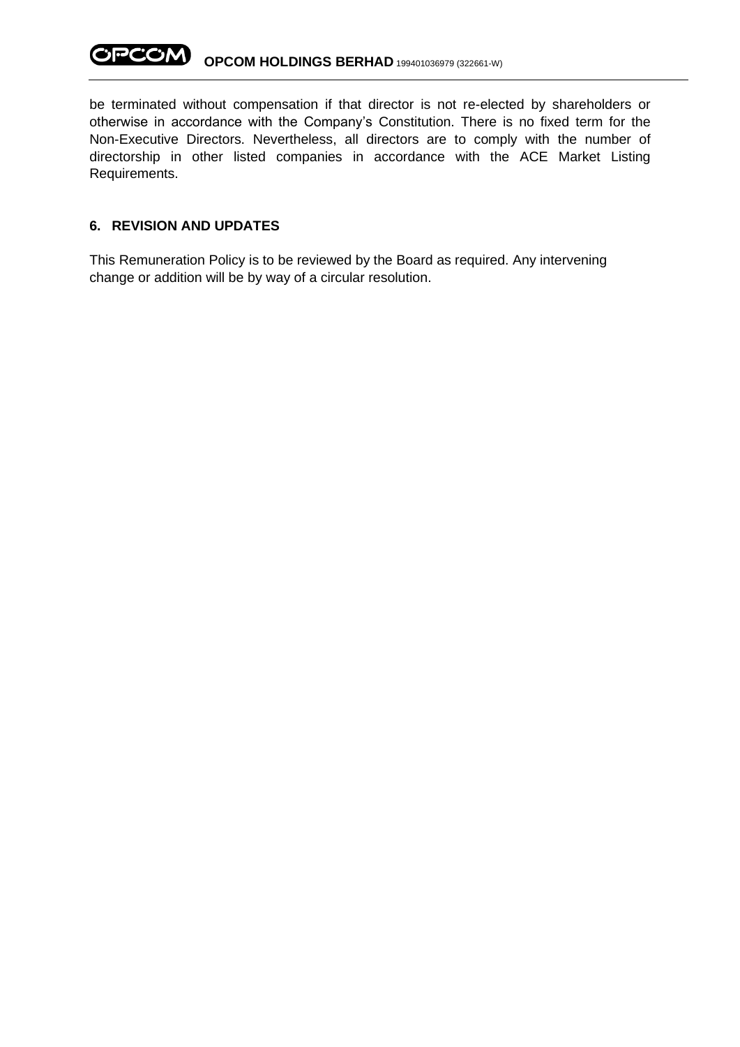be terminated without compensation if that director is not re-elected by shareholders or otherwise in accordance with the Company's Constitution. There is no fixed term for the Non-Executive Directors. Nevertheless, all directors are to comply with the number of directorship in other listed companies in accordance with the ACE Market Listing Requirements.

## 6. REVISION AND UPDATES

This Remuneration Policy is to be reviewed by the Board as required. Any intervening change or addition will be by way of a circular resolution.